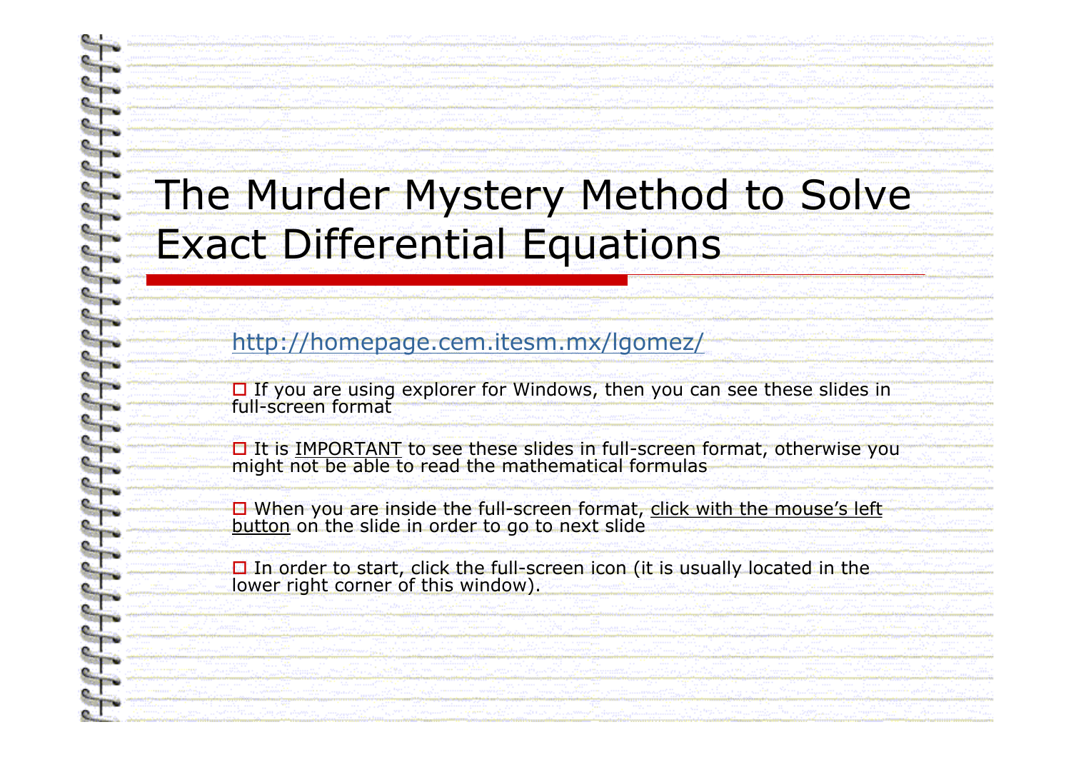# The Murder Mystery Method to Solve Exact Differential Equations

http://homepage.cem.itesm.mx/lgomez/

- If you are using explorer for Windows, then you can see these slides in full-screen format
- It is IMPORTANT to see these slides in full-screen format, otherwise you might not be able to read the mathematical formulas
- When you are inside the full-screen format, click with the mouse's left button on the slide in order to go to next slide
- In order to start, click the full-screen icon (it is usually located in the lower right corner of this window).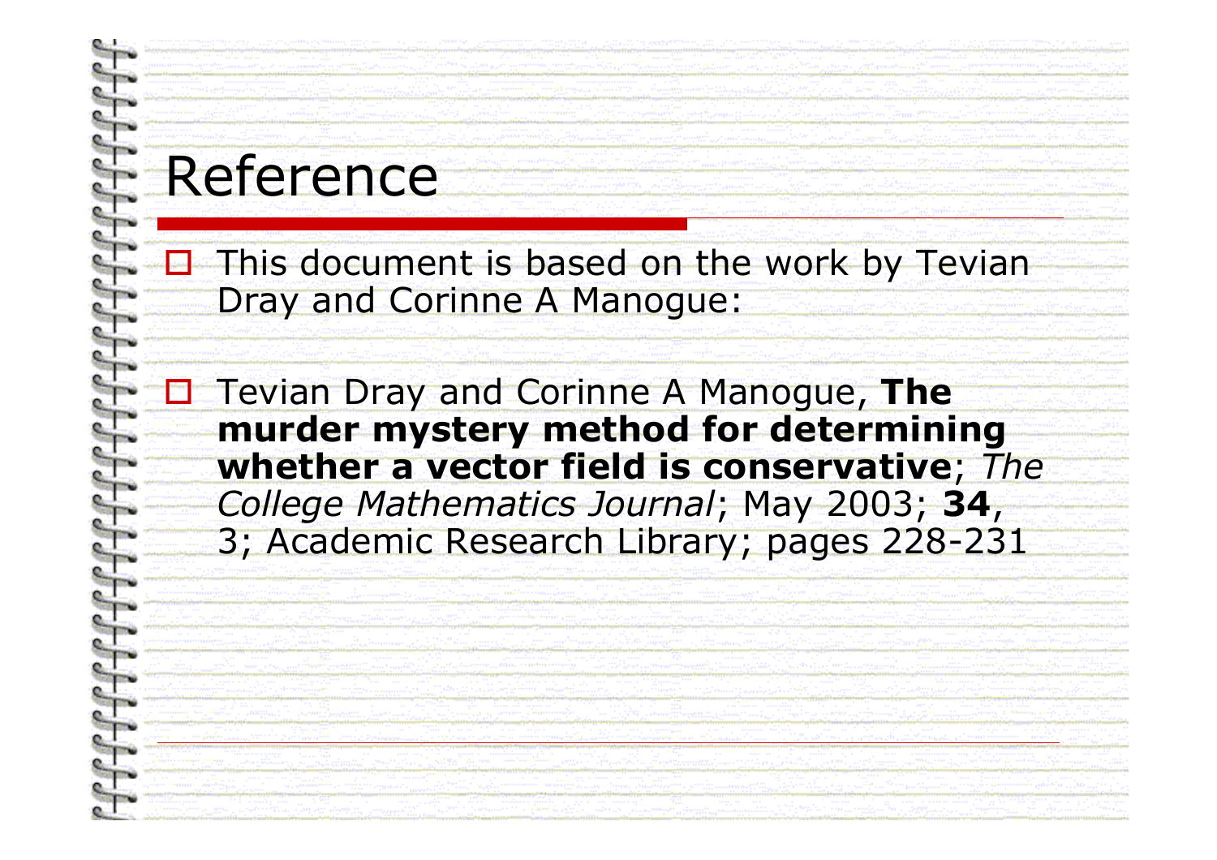# Reference

- This document is based on the work by Tevian Dray and Corinne A Manogue:

- Tevian Dray and Corinne A Manogue, **The murder mystery method for determining whether a vector field is conservative**; *The College Mathematics Journal*; May 2003; **34**, 3; Academic Research Library; pages 228-231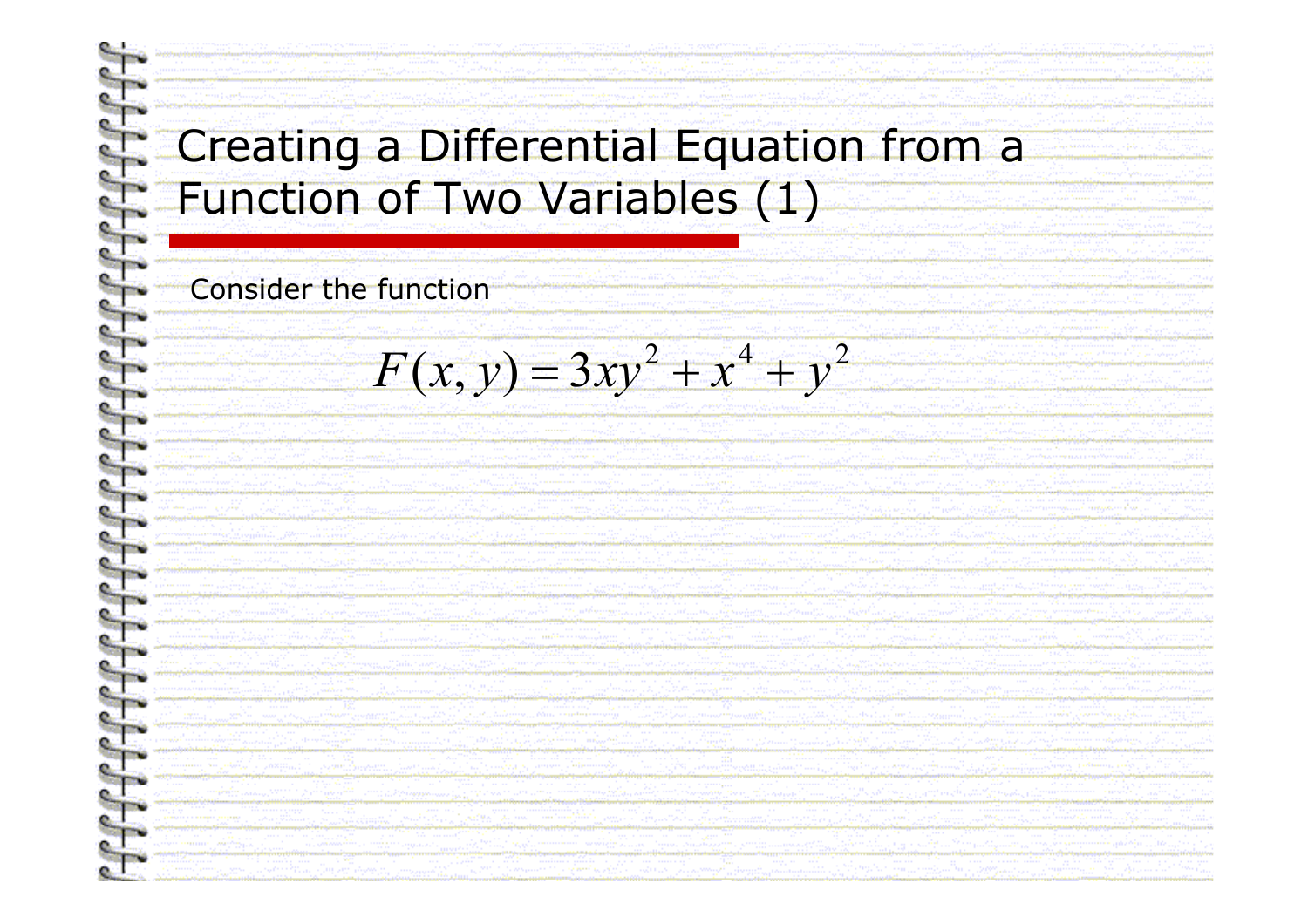# Creating a Differential Equation from a Function of Two Variables (1)

Consider the function

$$F(x, y) = 3xy^2 + x^4 + y^2$$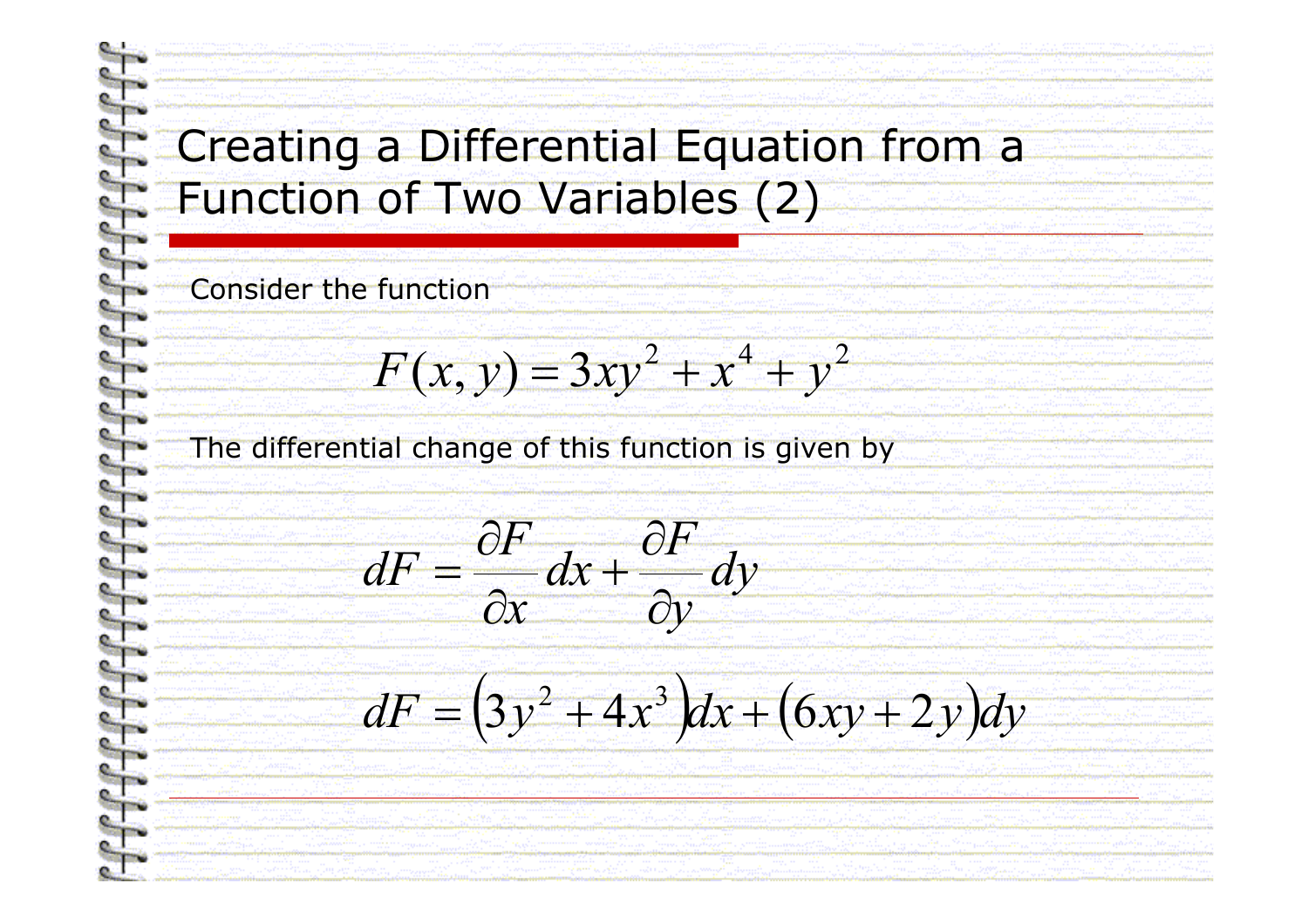# Creating a Differential Equation from a Function of Two Variables (2)

Consider the function

$$F(x, y) = 3xy^2 + x^4 + y^2$$

The differential change of this function is given by

$$dF = \frac{\partial F}{\partial x} dx + \frac{\partial F}{\partial y} dy$$

$$dF = \left(3y^2 + 4x^3\right)dx + \left(6xy + 2y\right)dy$$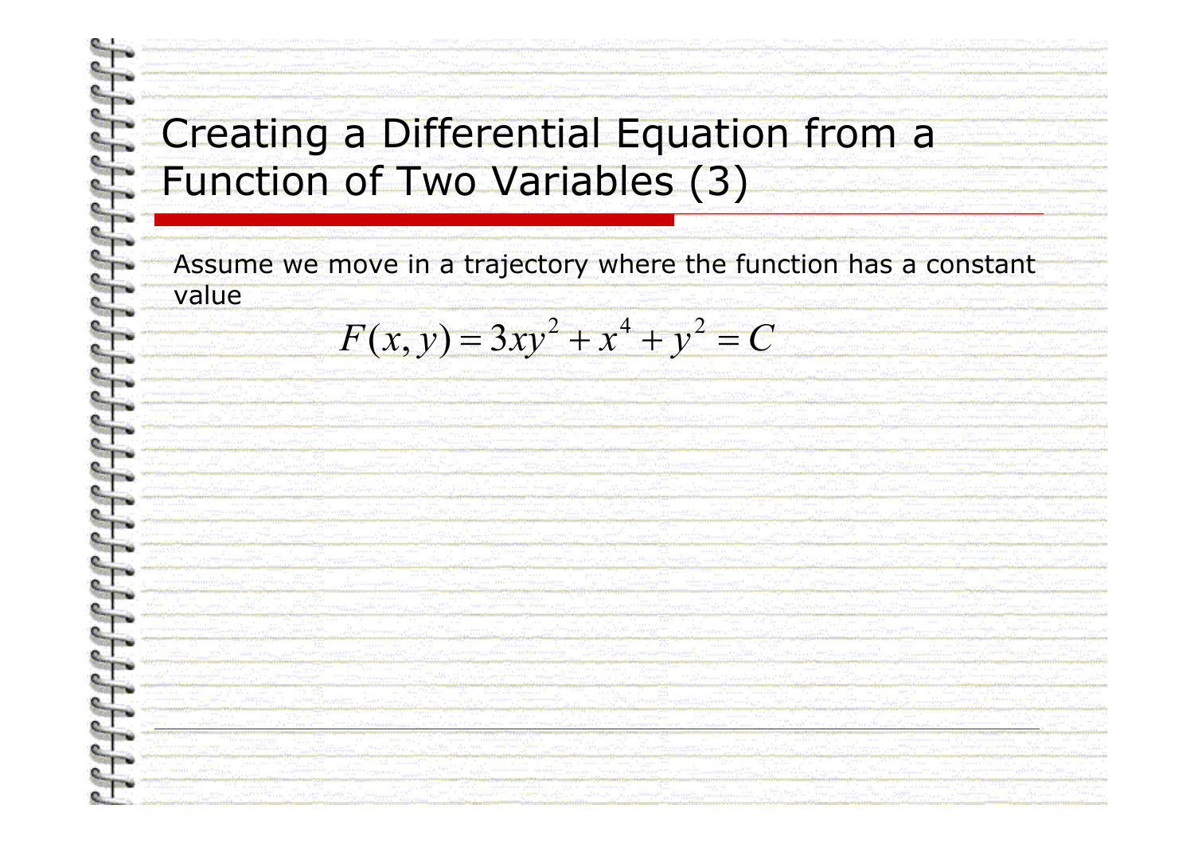# Creating a Differential Equation from a Function of Two Variables (3)

Assume we move in a trajectory where the function has a constant value

$$F(x, y) = 3xy^2 + x^4 + y^2 = C$$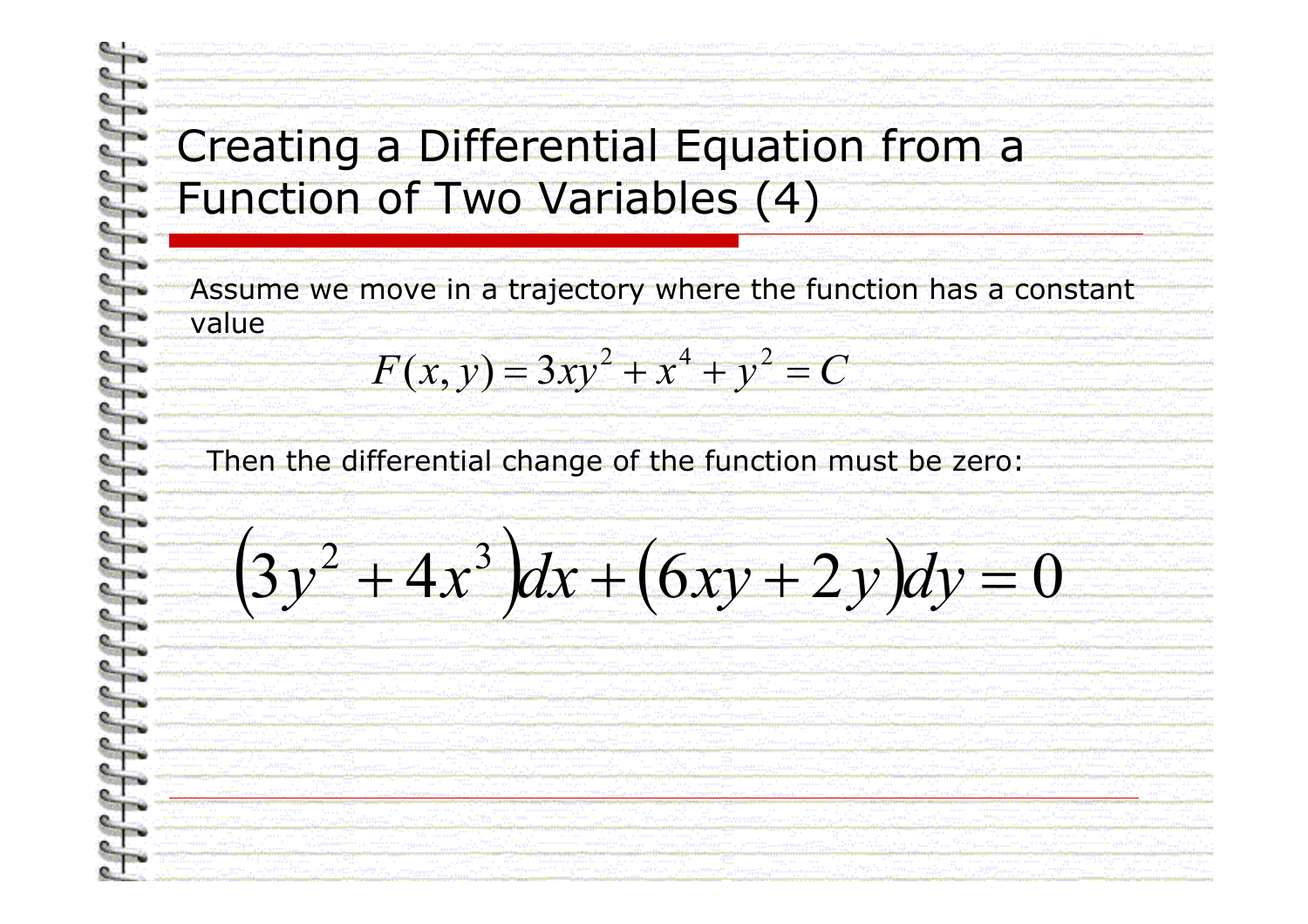# Creating a Differential Equation from a Function of Two Variables (4)

Assume we move in a trajectory where the function has a constant value

$$F(x,y) = 3xy^2 + x^4 + y^2 = C$$

Then the differential change of the function must be zero:

$$\left(3y^2 + 4x^3\right)dx + \left(6xy + 2y\right)dy = 0$$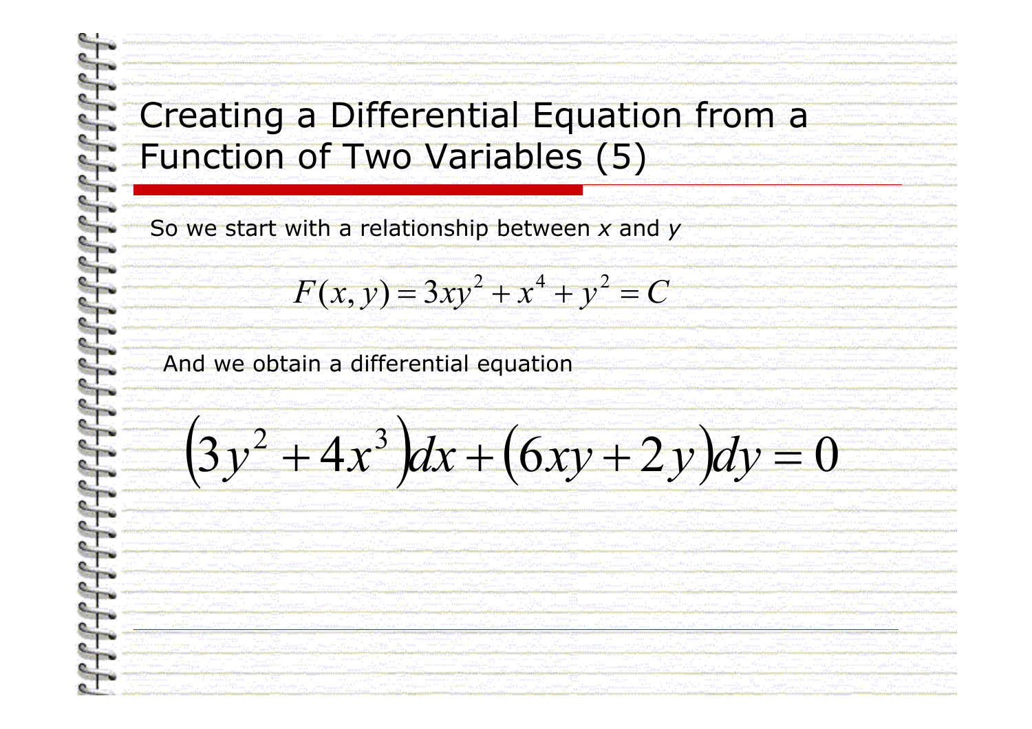# Creating a Differential Equation from a Function of Two Variables (5)

So we start with a relationship between *x* and *y*

$$F(x, y) = 3xy^2 + x^4 + y^2 = C$$

And we obtain a differential equation

$$\left(3y^2 + 4x^3\right)dx + \left(6xy + 2y\right)dy = 0$$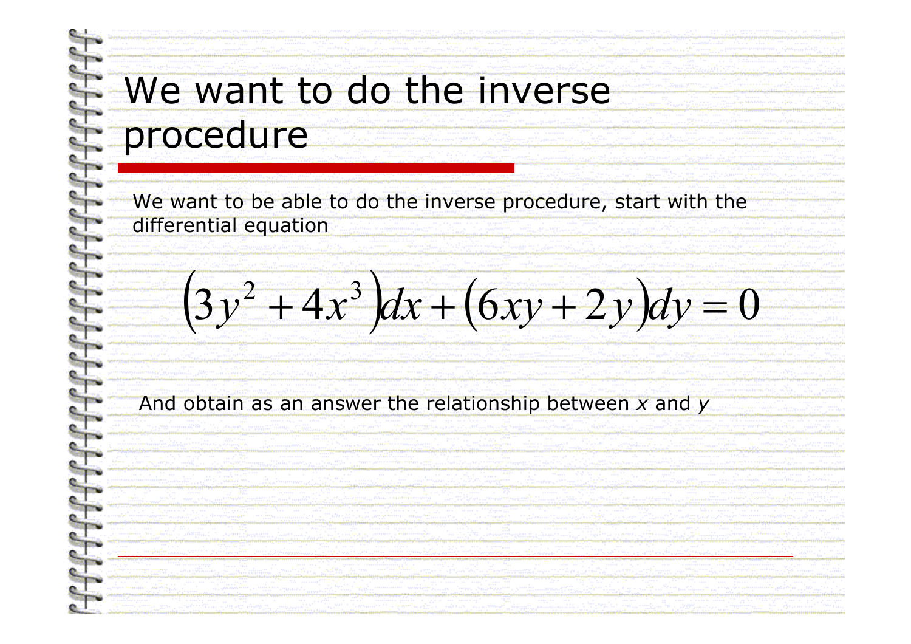# We want to do the inverse procedure

We want to be able to do the inverse procedure, start with the differential equation

$$\left(3y^2 + 4x^3\right)dx + \left(6xy + 2y\right)dy = 0$$

And obtain as an answer the relationship between *x* and *y*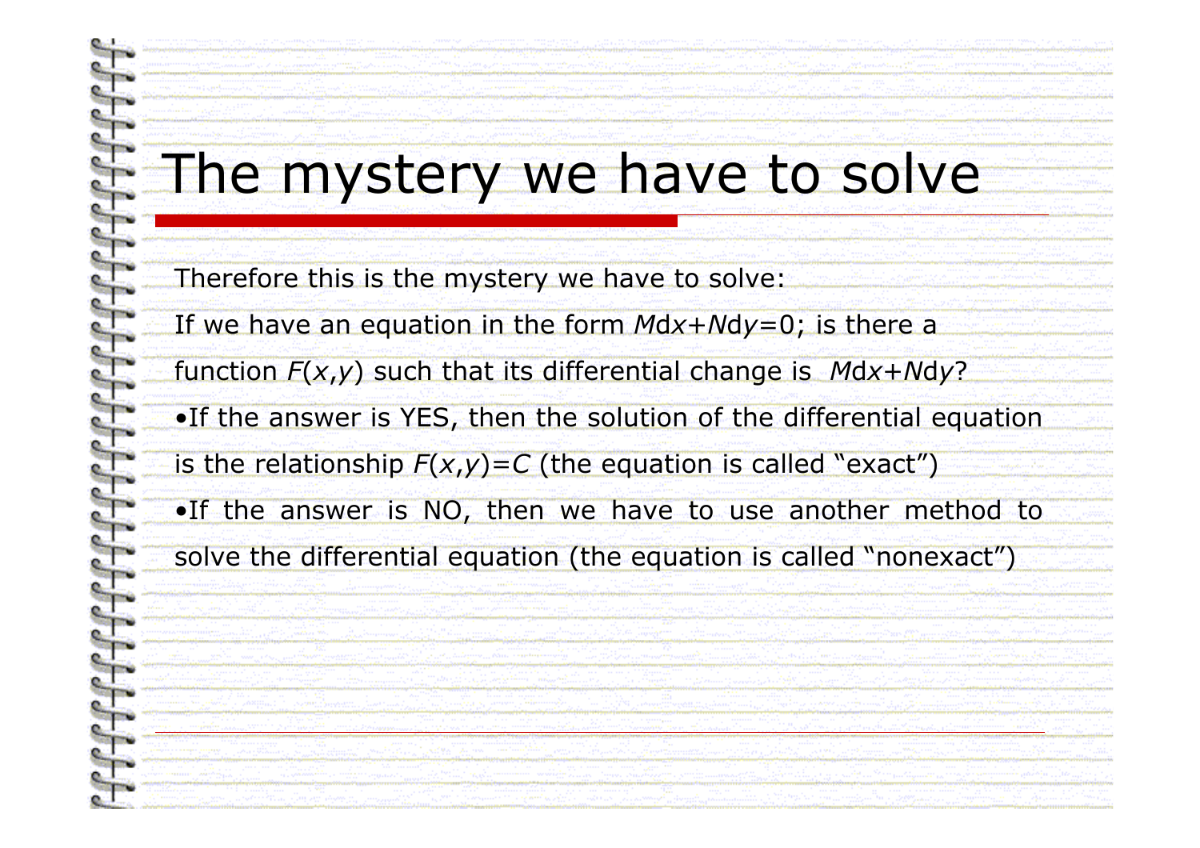# The mystery we have to solve

Therefore this is the mystery we have to solve:

If we have an equation in the form $M\text{d}x+N\text{d}y=0$; is there a function $F(x,y)$ such that its differential change is $M\text{d}x+N\text{d}y$?

- If the answer is YES, then the solution of the differential equation is the relationship $F(x,y)=C$ (the equation is called "exact")
- If the answer is NO, then we have to use another method to solve the differential equation (the equation is called "nonexact")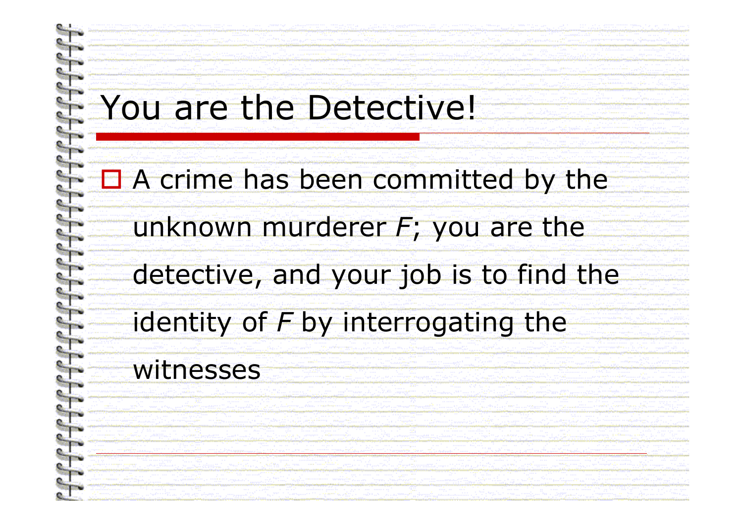# You are the Detective!

- A crime has been committed by the unknown murderer $F$; you are the detective, and your job is to find the identity of $F$ by interrogating the witnesses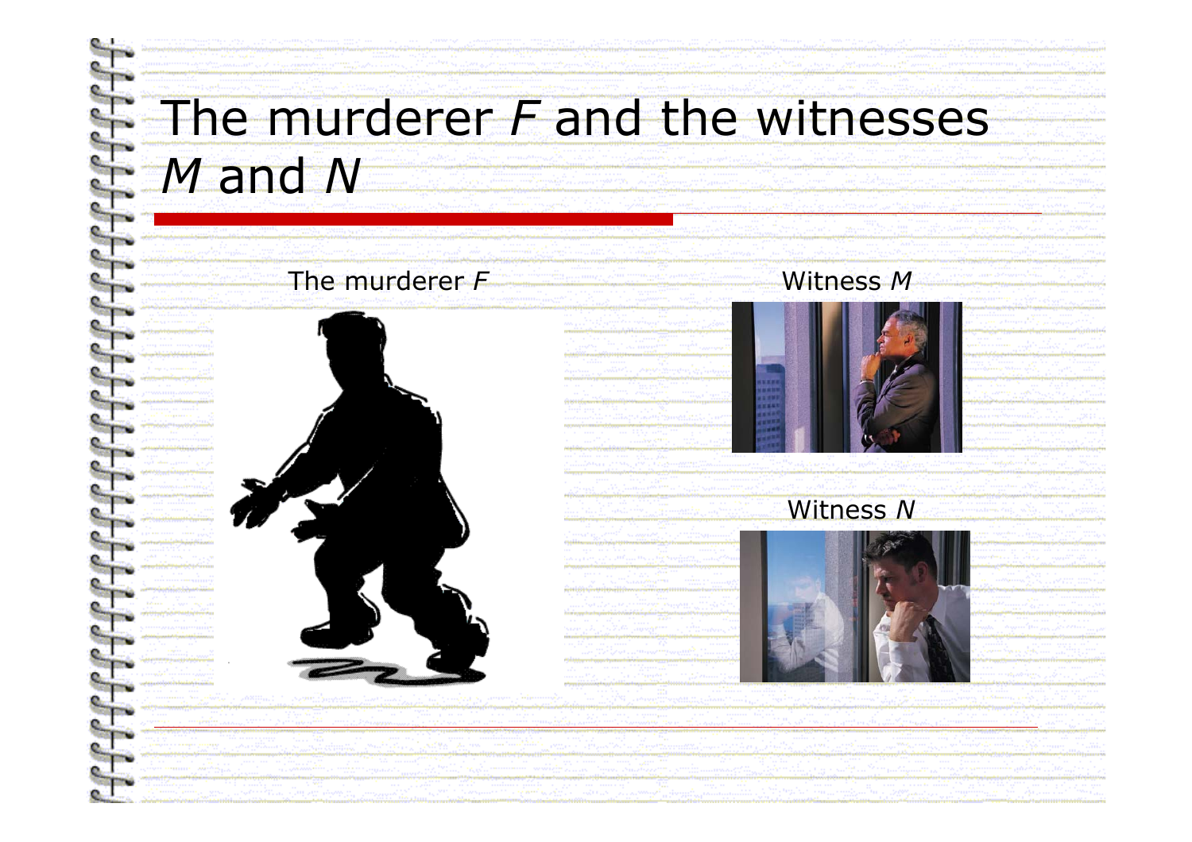# The murderer *F* and the witnesses *M* and *N*

The murderer *F*

Witness *M*

Witness *N*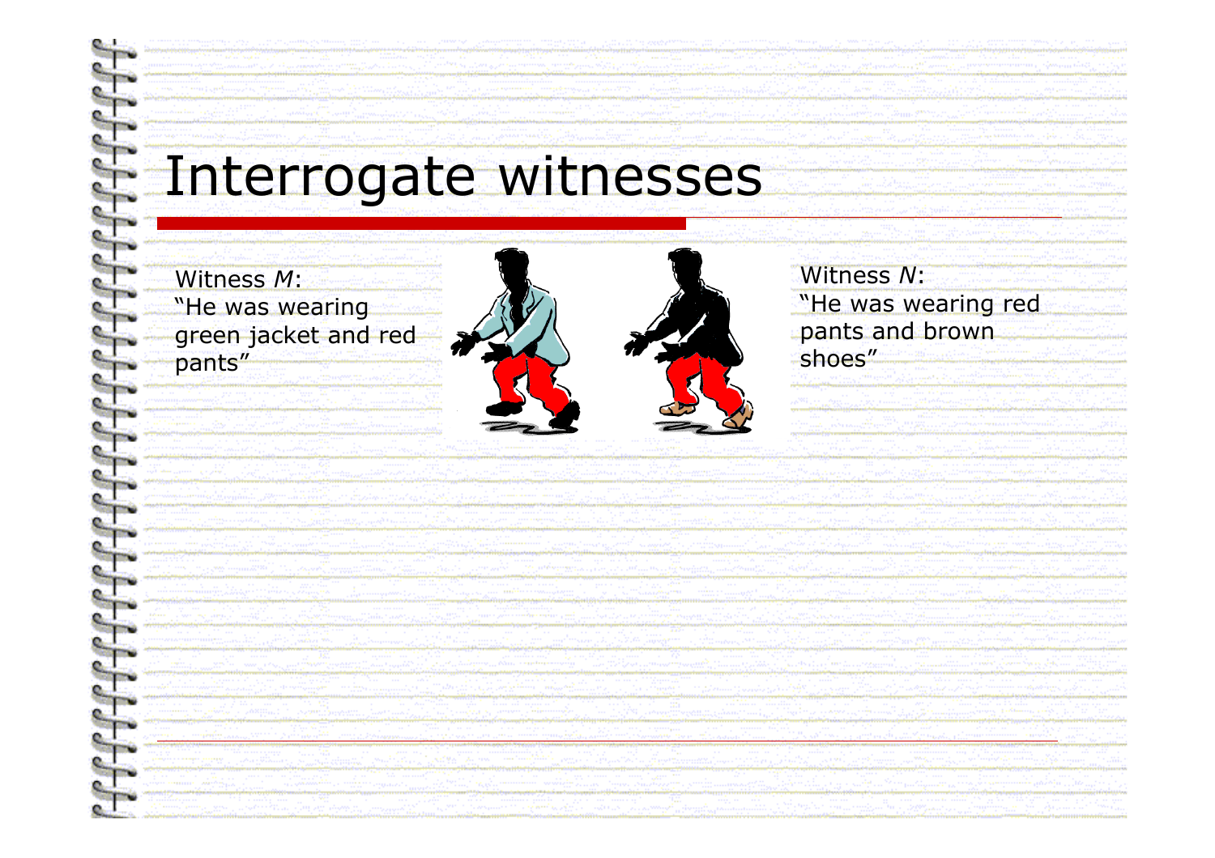# Interrogate witnesses

Witness *M*:
"He was wearing green jacket and red pants"

Witness *N*:
"He was wearing red pants and brown shoes"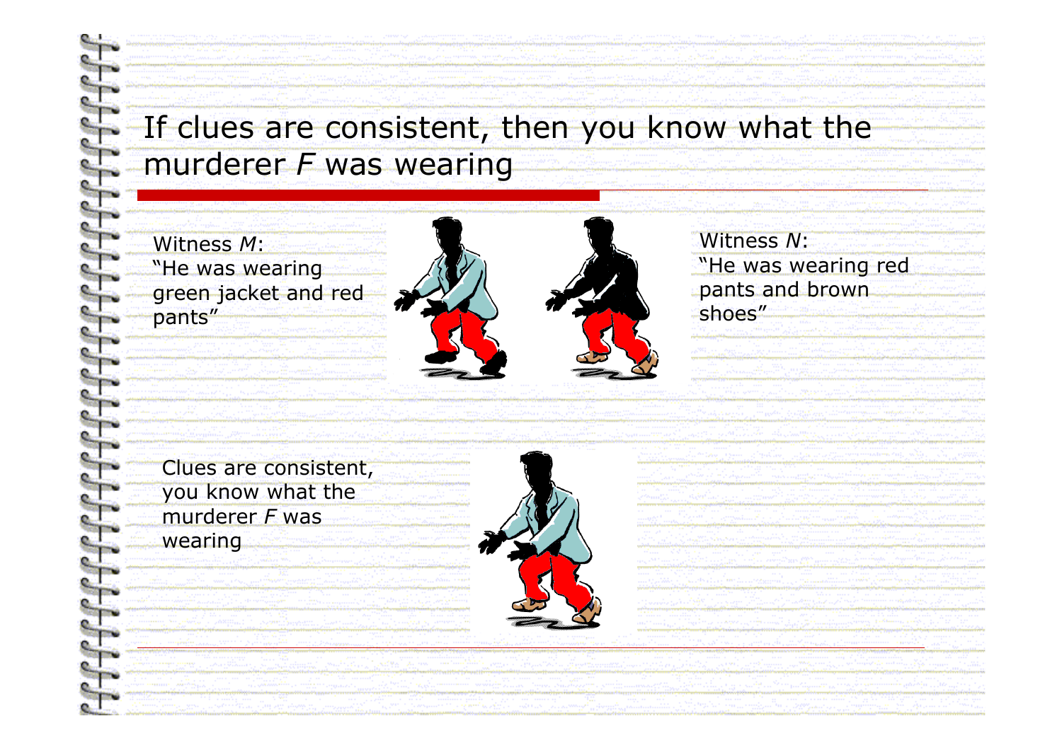# If clues are consistent, then you know what the murderer *F* was wearing

Witness *M*:
"He was wearing green jacket and red pants"

Witness *N*:
"He was wearing red pants and brown shoes"

Clues are consistent, you know what the murderer *F* was wearing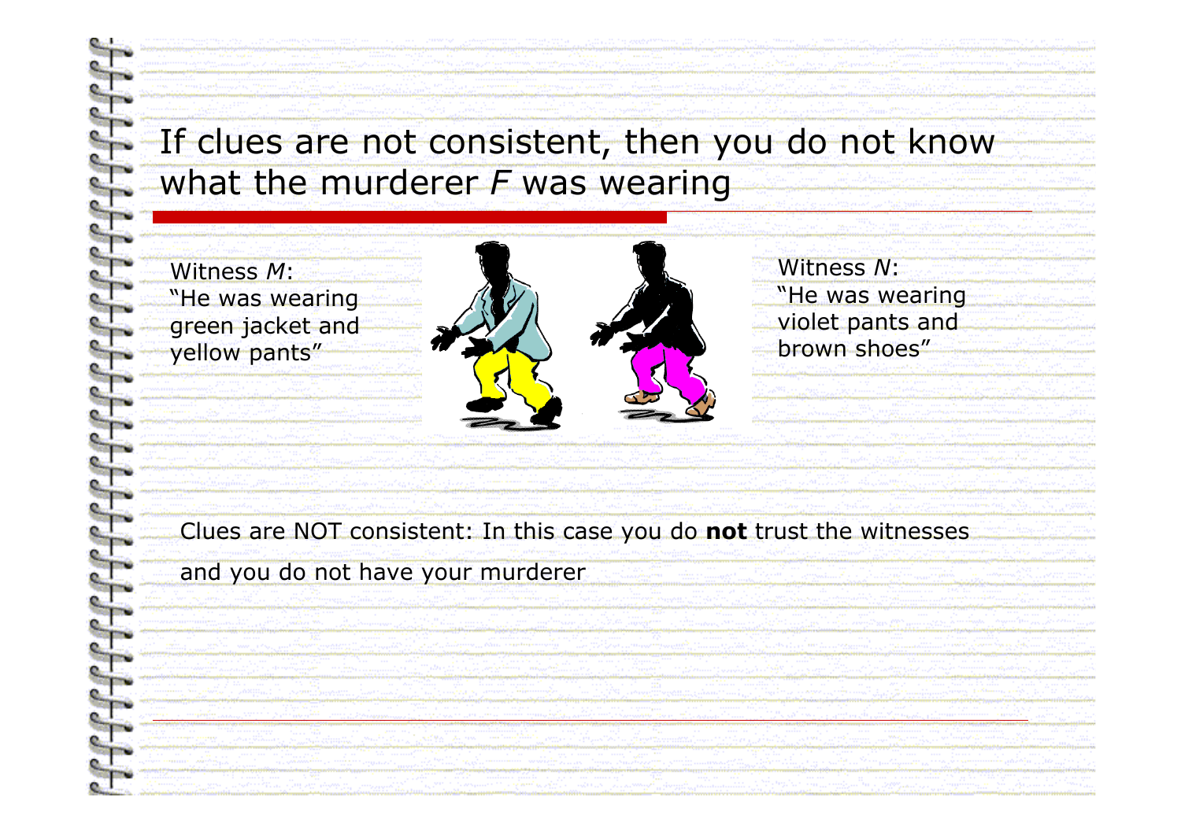# If clues are not consistent, then you do not know what the murderer *F* was wearing

Witness *M*:
"He was wearing green jacket and yellow pants"

Witness *N*:
"He was wearing violet pants and brown shoes"

Clues are NOT consistent: In this case you do **not** trust the witnesses and you do not have your murderer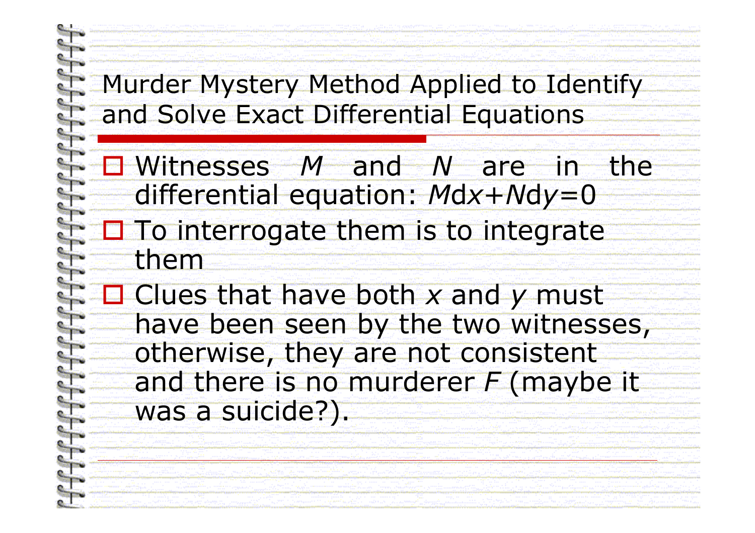## Murder Mystery Method Applied to Identify and Solve Exact Differential Equations

- Witnesses $M$ and $N$ are in the differential equation: $M dx+N dy=0$
- To interrogate them is to integrate them
- Clues that have both $x$ and $y$ must have been seen by the two witnesses, otherwise, they are not consistent and there is no murderer $F$ (maybe it was a suicide?).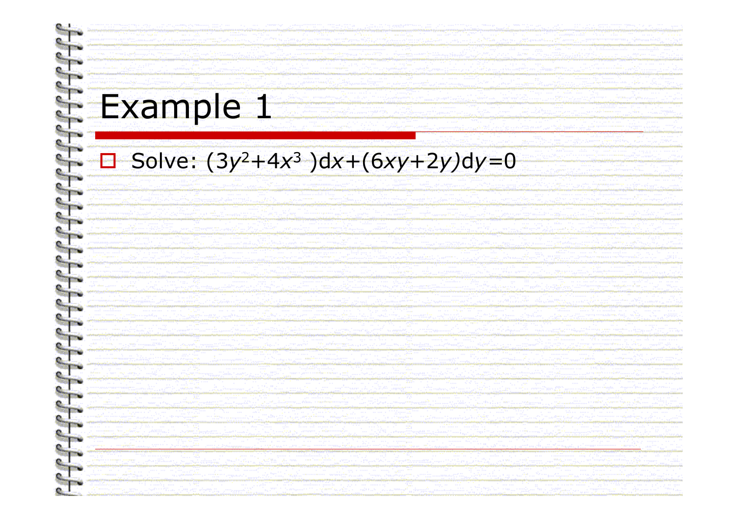# Example 1

- Solve: $(3y^2+4x^3)dx+(6xy+2y)dy=0$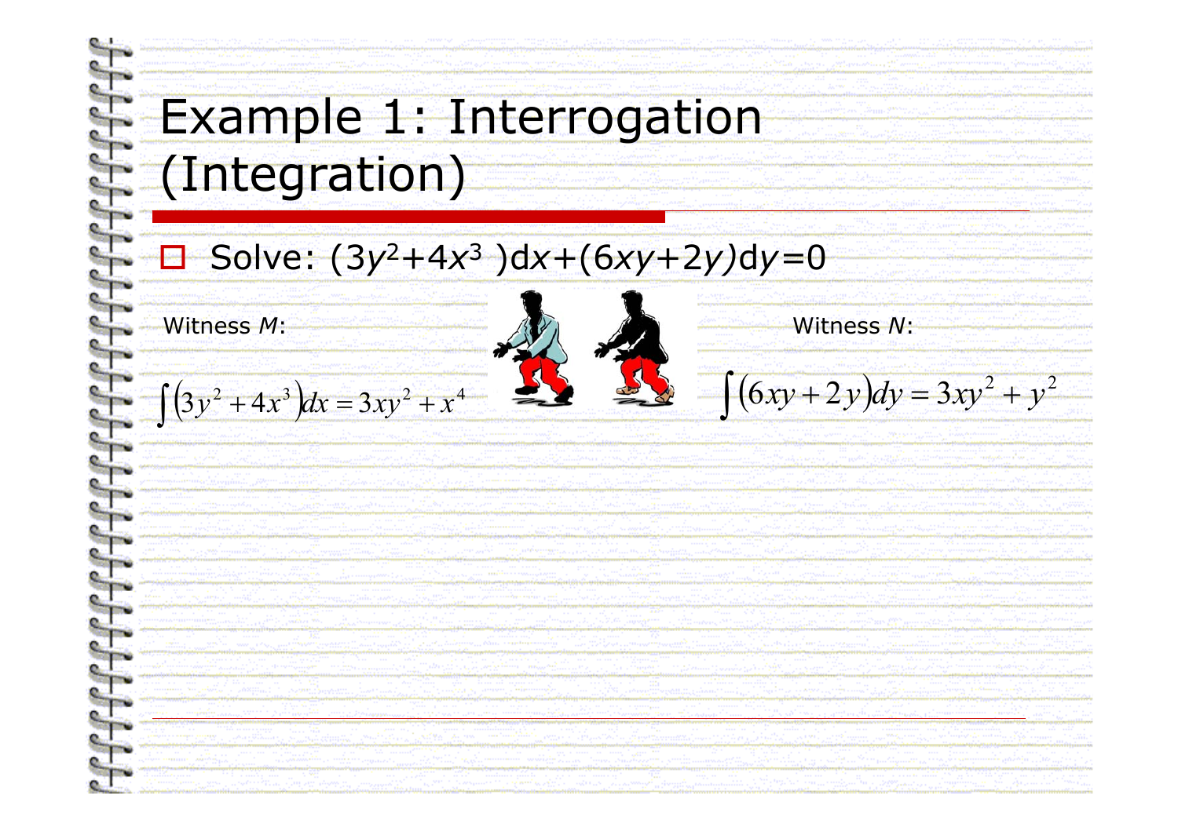# Example 1: Interrogation (Integration)

- Solve: $(3y^2+4x^3)dx+(6xy+2y)dy=0$

Witness $M$:

$$\int (3y^2+4x^3)dx = 3xy^2 + x^4$$

Witness $N$:

$$\int (6xy+2y)dy = 3xy^2 + y^2$$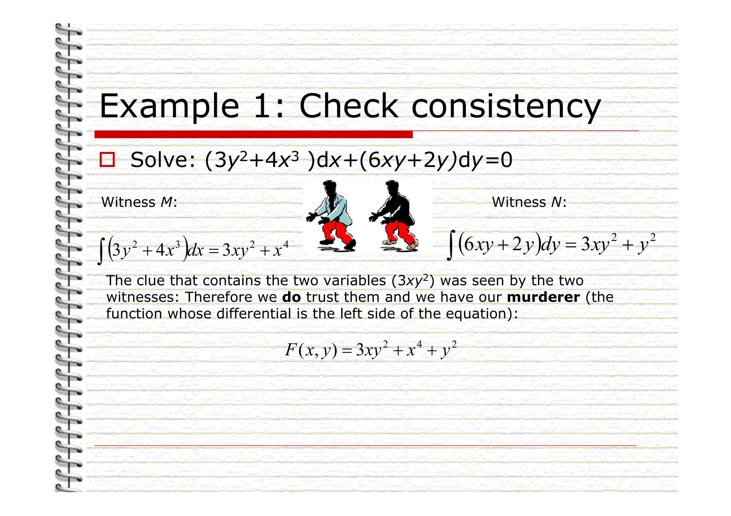# Example 1: Check consistency

- Solve: $(3y^2+4x^3)dx+(6xy+2y)dy=0$

Witness *M*:

$$\int\left(3y^2+4x^3\right)dx = 3xy^2 + x^4$$

Witness *N*:

$$\int\left(6xy+2y\right)dy = 3xy^2 + y^2$$

The clue that contains the two variables ($3xy^2$) was seen by the two witnesses: Therefore we **do** trust them and we have our **murderer** (the function whose differential is the left side of the equation):

$$F(x,y) = 3xy^2 + x^4 + y^2$$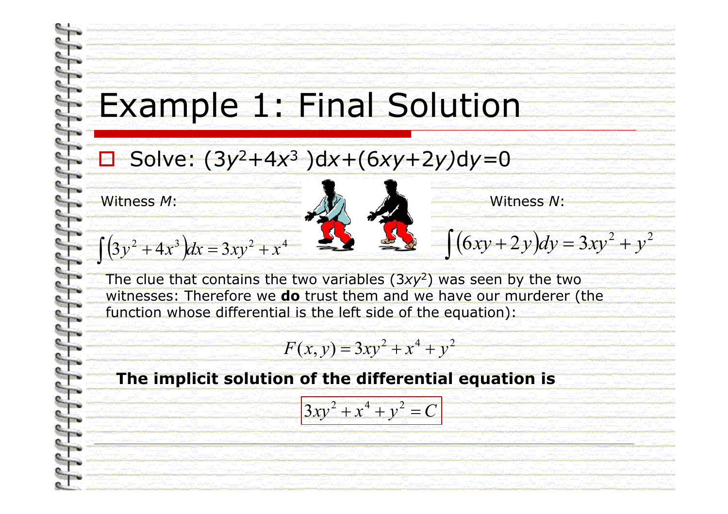# Example 1: Final Solution

- Solve: $(3y^2+4x^3)dx+(6xy+2y)dy=0$

Witness *M*:

$$\int\left(3y^2+4x^3\right)dx = 3xy^2 + x^4$$

Witness *N*:

$$\int\left(6xy+2y\right)dy = 3xy^2 + y^2$$

The clue that contains the two variables ($3xy^2$) was seen by the two witnesses: Therefore we **do** trust them and we have our murderer (the function whose differential is the left side of the equation):

$$F(x,y) = 3xy^2 + x^4 + y^2$$

**The implicit solution of the differential equation is**

$$\boxed{3xy^2 + x^4 + y^2 = C}$$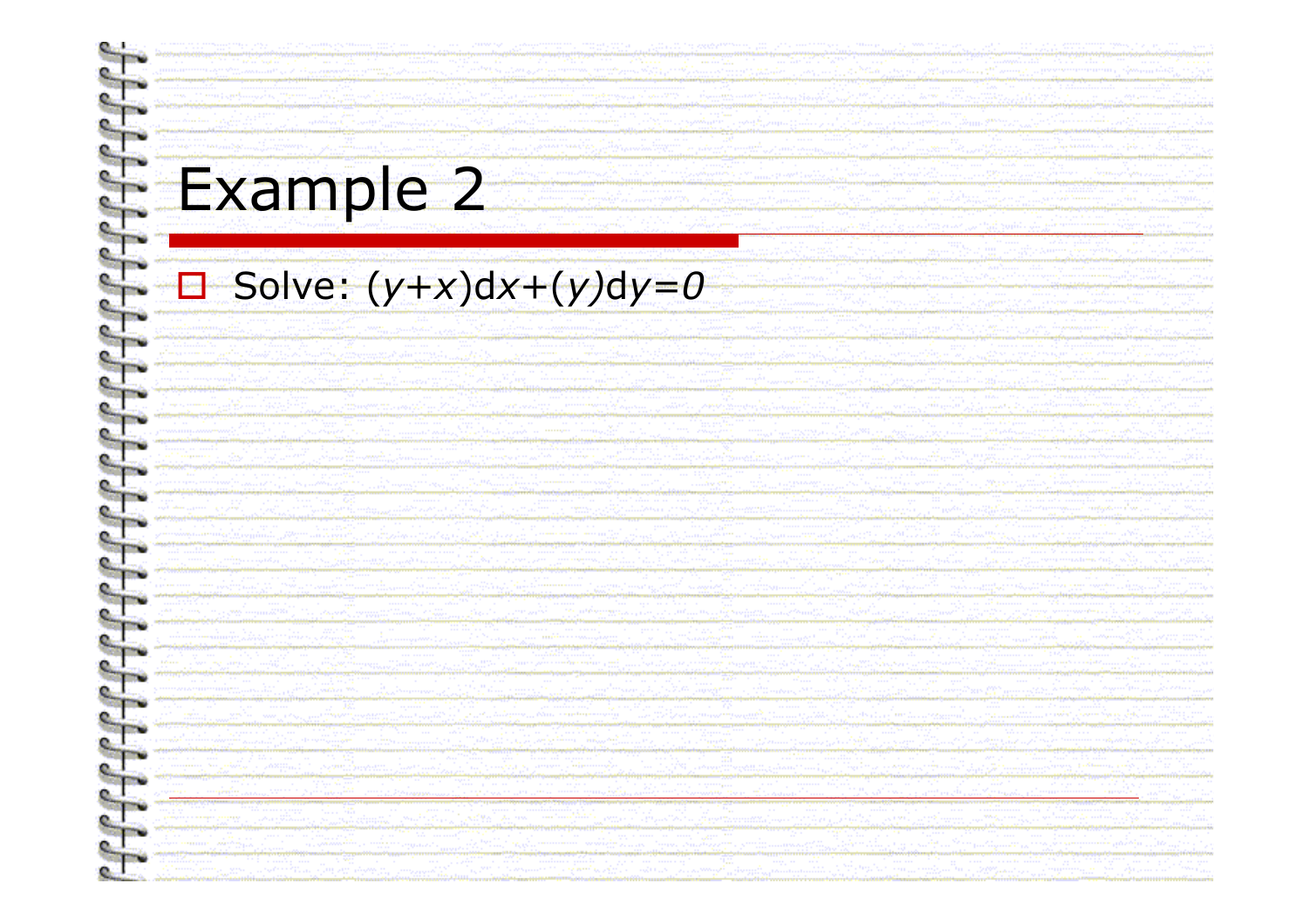# Example 2

- Solve: $(y+x)dx+(y)dy=0$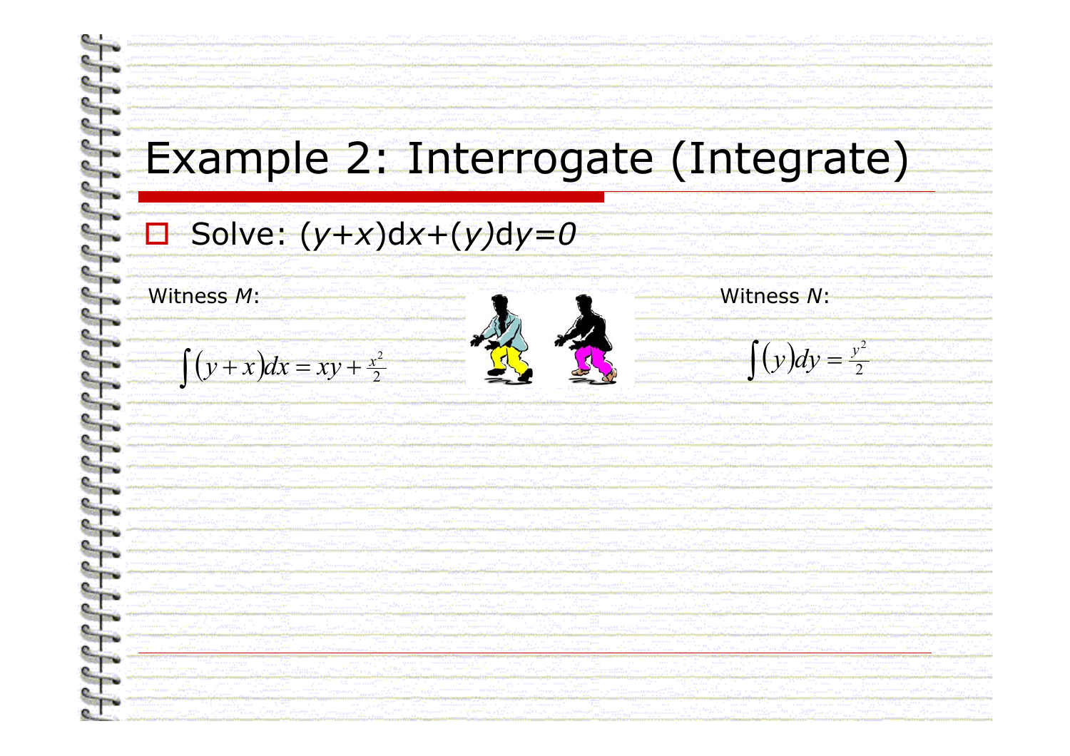# Example 2: Interrogate (Integrate)

- Solve: $(y+x)dx+(y)dy=0$

Witness *M*:

$$\int (y+x)dx = xy + \tfrac{x^2}{2}$$

Witness *N*:

$$\int (y)dy = \tfrac{y^2}{2}$$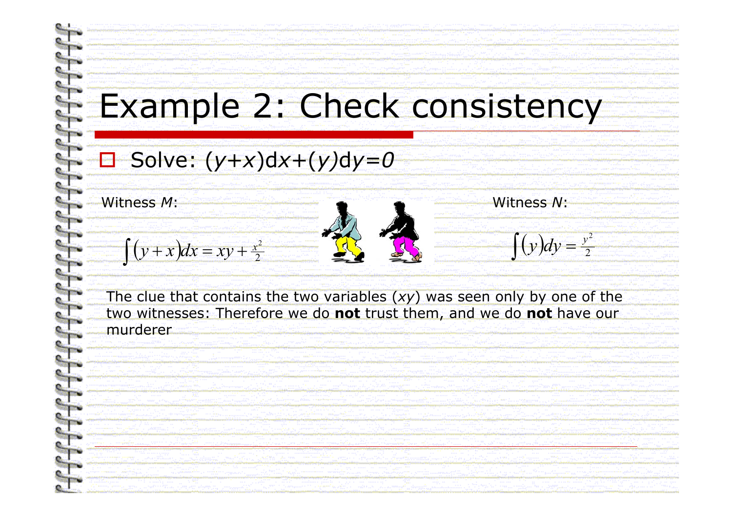# Example 2: Check consistency

- Solve: $(y+x)dx+(y)dy=0$

Witness *M*:

$$\int (y+x)dx = xy + \tfrac{x^2}{2}$$

Witness *N*:

$$\int (y)dy = \tfrac{y^2}{2}$$

The clue that contains the two variables ($xy$) was seen only by one of the two witnesses: Therefore we do **not** trust them, and we do **not** have our murderer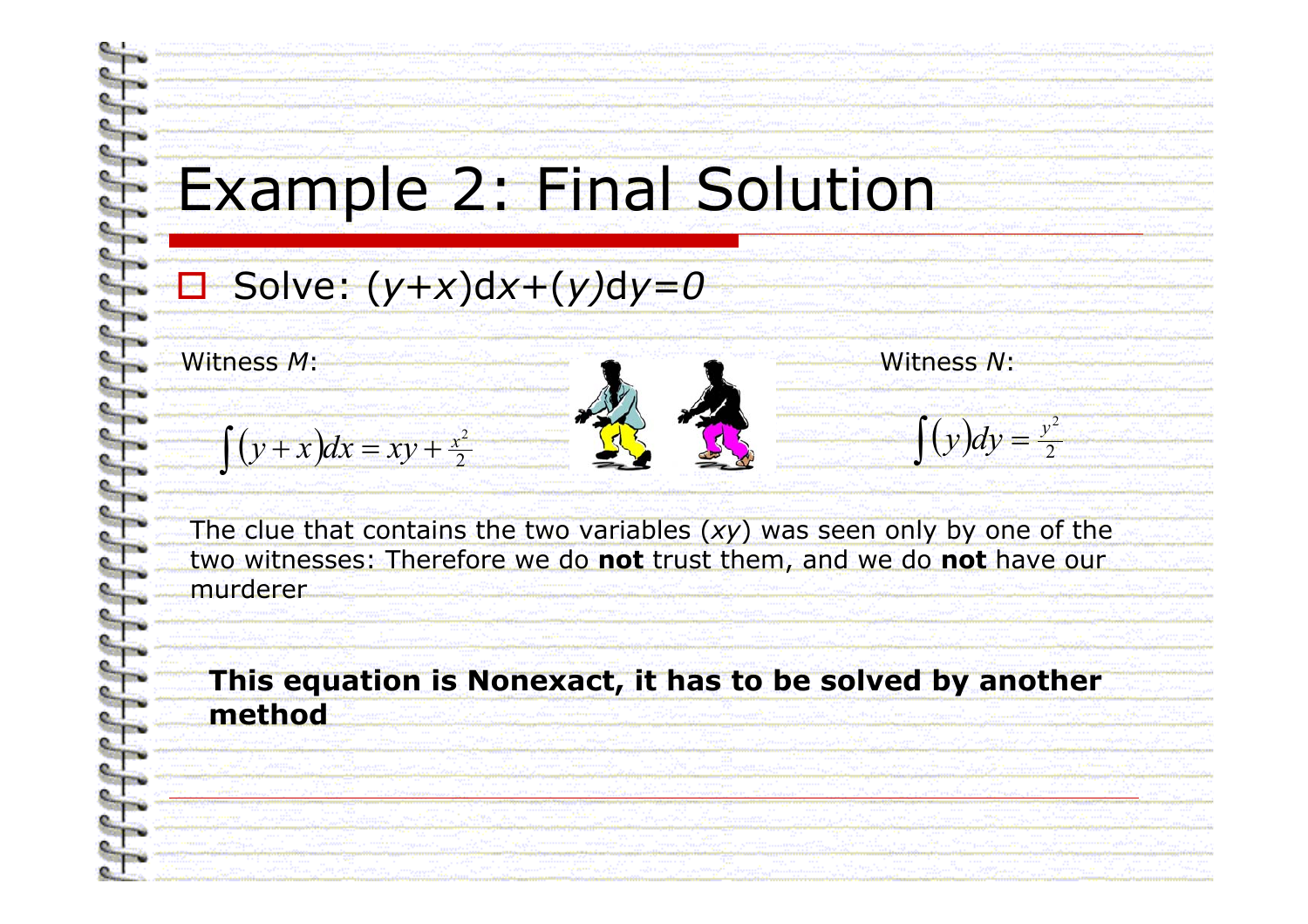# Example 2: Final Solution

- Solve: $(y+x)dx+(y)dy=0$

Witness *M*:

$$\int (y+x)dx = xy + \tfrac{x^2}{2}$$

Witness *N*:

$$\int (y)dy = \tfrac{y^2}{2}$$

The clue that contains the two variables ($xy$) was seen only by one of the two witnesses: Therefore we do **not** trust them, and we do **not** have our murderer

**This equation is Nonexact, it has to be solved by another method**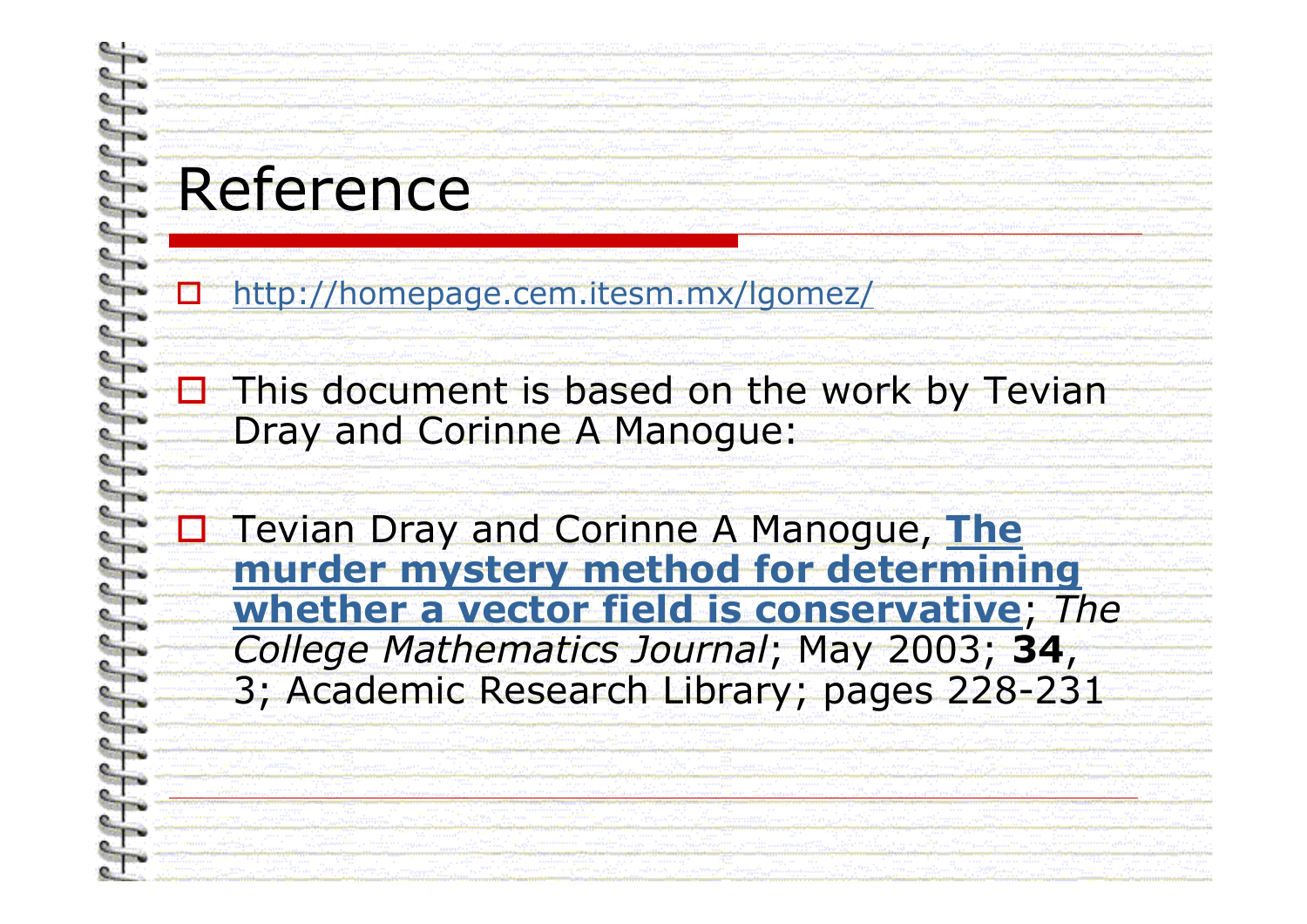# Reference

- http://homepage.cem.itesm.mx/lgomez/
- This document is based on the work by Tevian Dray and Corinne A Manogue:
- Tevian Dray and Corinne A Manogue, **The murder mystery method for determining whether a vector field is conservative**; *The College Mathematics Journal*; May 2003; **34**, 3; Academic Research Library; pages 228-231